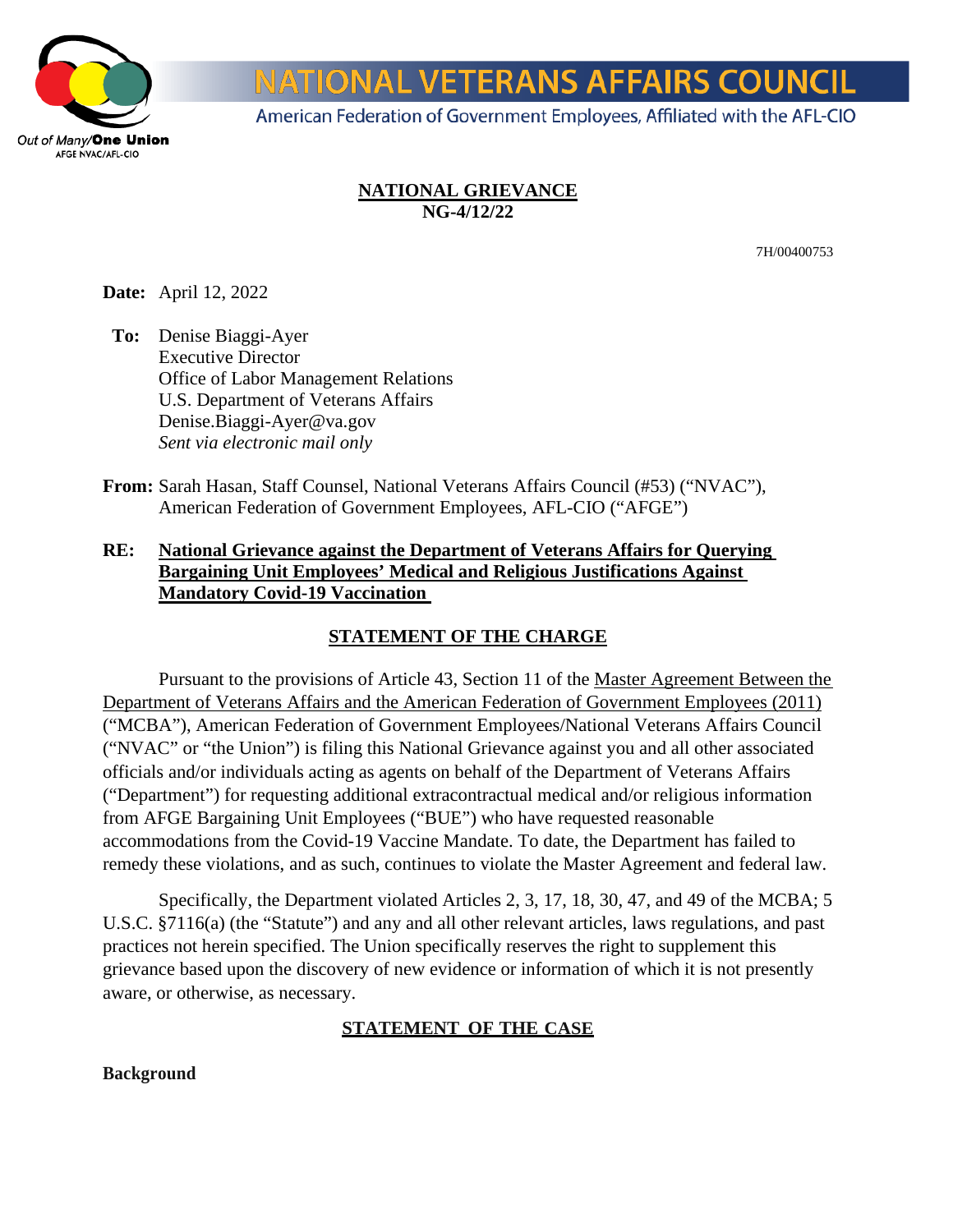# NATIONAL VETERANS AFFAIRS COUNCIL

American Federation of Government Employees, Affiliated with the AFL-CIO

Out of Many/**One Union**
AFGE NVAC/AFL-CIO

## NATIONAL GRIEVANCE
**NG-4/12/22**

7H/00400753

**Date:** April 12, 2022

**To:** Denise Biaggi-Ayer
Executive Director
Office of Labor Management Relations
U.S. Department of Veterans Affairs
Denise.Biaggi-Ayer@va.gov
*Sent via electronic mail only*

**From:** Sarah Hasan, Staff Counsel, National Veterans Affairs Council (#53) ("NVAC"), American Federation of Government Employees, AFL-CIO ("AFGE")

**RE: National Grievance against the Department of Veterans Affairs for Querying Bargaining Unit Employees' Medical and Religious Justifications Against Mandatory Covid-19 Vaccination**

## STATEMENT OF THE CHARGE

Pursuant to the provisions of Article 43, Section 11 of the Master Agreement Between the Department of Veterans Affairs and the American Federation of Government Employees (2011) ("MCBA"), American Federation of Government Employees/National Veterans Affairs Council ("NVAC" or "the Union") is filing this National Grievance against you and all other associated officials and/or individuals acting as agents on behalf of the Department of Veterans Affairs ("Department") for requesting additional extracontractual medical and/or religious information from AFGE Bargaining Unit Employees ("BUE") who have requested reasonable accommodations from the Covid-19 Vaccine Mandate. To date, the Department has failed to remedy these violations, and as such, continues to violate the Master Agreement and federal law.

Specifically, the Department violated Articles 2, 3, 17, 18, 30, 47, and 49 of the MCBA; 5 U.S.C. §7116(a) (the "Statute") and any and all other relevant articles, laws regulations, and past practices not herein specified. The Union specifically reserves the right to supplement this grievance based upon the discovery of new evidence or information of which it is not presently aware, or otherwise, as necessary.

## STATEMENT OF THE CASE

**Background**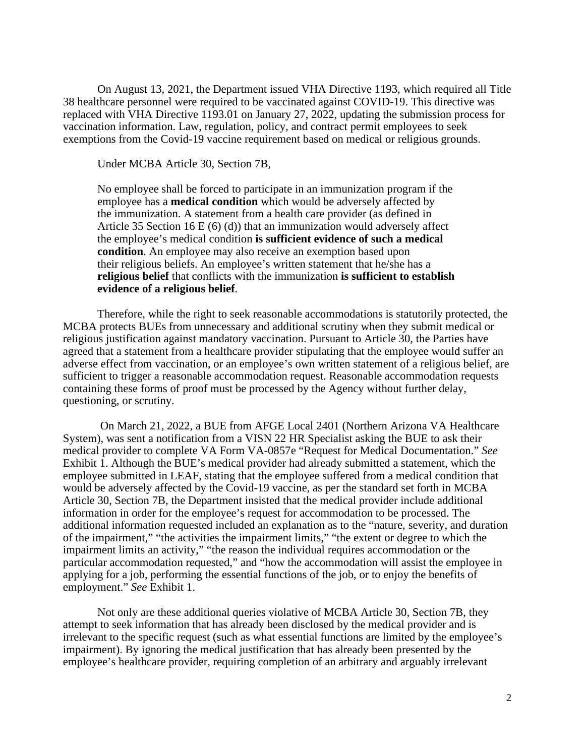On August 13, 2021, the Department issued VHA Directive 1193, which required all Title 38 healthcare personnel were required to be vaccinated against COVID-19. This directive was replaced with VHA Directive 1193.01 on January 27, 2022, updating the submission process for vaccination information. Law, regulation, policy, and contract permit employees to seek exemptions from the Covid-19 vaccine requirement based on medical or religious grounds.

Under MCBA Article 30, Section 7B,

> No employee shall be forced to participate in an immunization program if the employee has a **medical condition** which would be adversely affected by the immunization. A statement from a health care provider (as defined in Article 35 Section 16 E (6) (d)) that an immunization would adversely affect the employee's medical condition **is sufficient evidence of such a medical condition**. An employee may also receive an exemption based upon their religious beliefs. An employee's written statement that he/she has a **religious belief** that conflicts with the immunization **is sufficient to establish evidence of a religious belief**.

Therefore, while the right to seek reasonable accommodations is statutorily protected, the MCBA protects BUEs from unnecessary and additional scrutiny when they submit medical or religious justification against mandatory vaccination. Pursuant to Article 30, the Parties have agreed that a statement from a healthcare provider stipulating that the employee would suffer an adverse effect from vaccination, or an employee's own written statement of a religious belief, are sufficient to trigger a reasonable accommodation request. Reasonable accommodation requests containing these forms of proof must be processed by the Agency without further delay, questioning, or scrutiny.

On March 21, 2022, a BUE from AFGE Local 2401 (Northern Arizona VA Healthcare System), was sent a notification from a VISN 22 HR Specialist asking the BUE to ask their medical provider to complete VA Form VA-0857e "Request for Medical Documentation." *See* Exhibit 1. Although the BUE's medical provider had already submitted a statement, which the employee submitted in LEAF, stating that the employee suffered from a medical condition that would be adversely affected by the Covid-19 vaccine, as per the standard set forth in MCBA Article 30, Section 7B, the Department insisted that the medical provider include additional information in order for the employee's request for accommodation to be processed. The additional information requested included an explanation as to the "nature, severity, and duration of the impairment," "the activities the impairment limits," "the extent or degree to which the impairment limits an activity," "the reason the individual requires accommodation or the particular accommodation requested," and "how the accommodation will assist the employee in applying for a job, performing the essential functions of the job, or to enjoy the benefits of employment." *See* Exhibit 1.

Not only are these additional queries violative of MCBA Article 30, Section 7B, they attempt to seek information that has already been disclosed by the medical provider and is irrelevant to the specific request (such as what essential functions are limited by the employee's impairment). By ignoring the medical justification that has already been presented by the employee's healthcare provider, requiring completion of an arbitrary and arguably irrelevant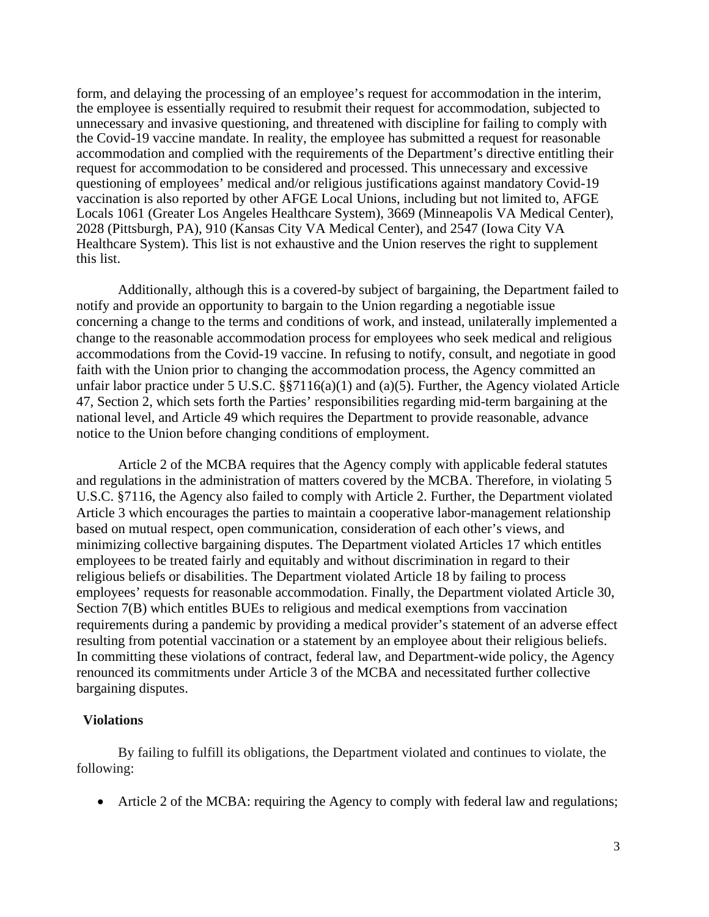form, and delaying the processing of an employee's request for accommodation in the interim, the employee is essentially required to resubmit their request for accommodation, subjected to unnecessary and invasive questioning, and threatened with discipline for failing to comply with the Covid-19 vaccine mandate. In reality, the employee has submitted a request for reasonable accommodation and complied with the requirements of the Department's directive entitling their request for accommodation to be considered and processed. This unnecessary and excessive questioning of employees' medical and/or religious justifications against mandatory Covid-19 vaccination is also reported by other AFGE Local Unions, including but not limited to, AFGE Locals 1061 (Greater Los Angeles Healthcare System), 3669 (Minneapolis VA Medical Center), 2028 (Pittsburgh, PA), 910 (Kansas City VA Medical Center), and 2547 (Iowa City VA Healthcare System). This list is not exhaustive and the Union reserves the right to supplement this list.

Additionally, although this is a covered-by subject of bargaining, the Department failed to notify and provide an opportunity to bargain to the Union regarding a negotiable issue concerning a change to the terms and conditions of work, and instead, unilaterally implemented a change to the reasonable accommodation process for employees who seek medical and religious accommodations from the Covid-19 vaccine. In refusing to notify, consult, and negotiate in good faith with the Union prior to changing the accommodation process, the Agency committed an unfair labor practice under 5 U.S.C. §§7116(a)(1) and (a)(5). Further, the Agency violated Article 47, Section 2, which sets forth the Parties' responsibilities regarding mid-term bargaining at the national level, and Article 49 which requires the Department to provide reasonable, advance notice to the Union before changing conditions of employment.

Article 2 of the MCBA requires that the Agency comply with applicable federal statutes and regulations in the administration of matters covered by the MCBA. Therefore, in violating 5 U.S.C. §7116, the Agency also failed to comply with Article 2. Further, the Department violated Article 3 which encourages the parties to maintain a cooperative labor-management relationship based on mutual respect, open communication, consideration of each other's views, and minimizing collective bargaining disputes. The Department violated Articles 17 which entitles employees to be treated fairly and equitably and without discrimination in regard to their religious beliefs or disabilities. The Department violated Article 18 by failing to process employees' requests for reasonable accommodation. Finally, the Department violated Article 30, Section 7(B) which entitles BUEs to religious and medical exemptions from vaccination requirements during a pandemic by providing a medical provider's statement of an adverse effect resulting from potential vaccination or a statement by an employee about their religious beliefs. In committing these violations of contract, federal law, and Department-wide policy, the Agency renounced its commitments under Article 3 of the MCBA and necessitated further collective bargaining disputes.

**Violations**

By failing to fulfill its obligations, the Department violated and continues to violate, the following:

- Article 2 of the MCBA: requiring the Agency to comply with federal law and regulations;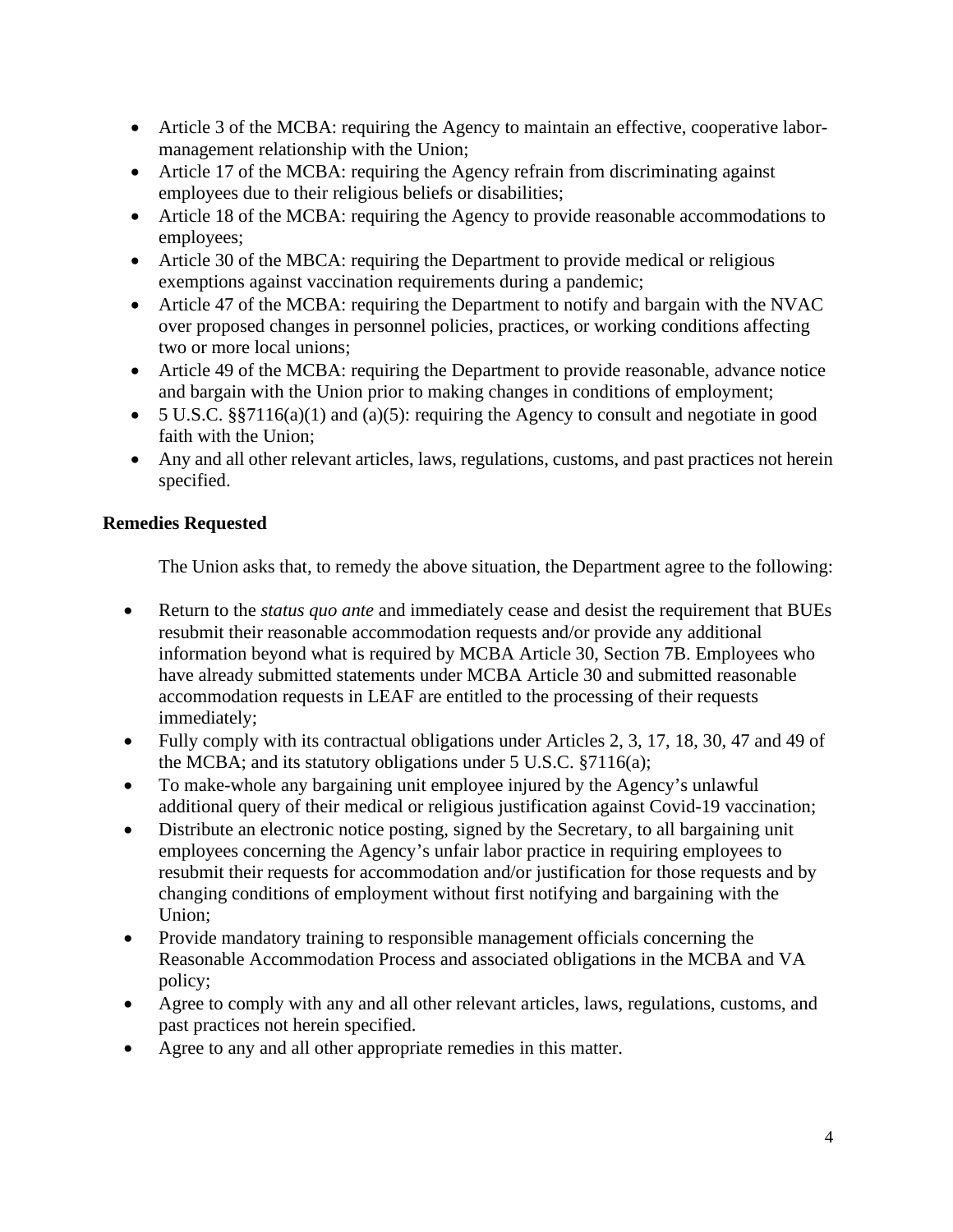- Article 3 of the MCBA: requiring the Agency to maintain an effective, cooperative labor-management relationship with the Union;
- Article 17 of the MCBA: requiring the Agency refrain from discriminating against employees due to their religious beliefs or disabilities;
- Article 18 of the MCBA: requiring the Agency to provide reasonable accommodations to employees;
- Article 30 of the MBCA: requiring the Department to provide medical or religious exemptions against vaccination requirements during a pandemic;
- Article 47 of the MCBA: requiring the Department to notify and bargain with the NVAC over proposed changes in personnel policies, practices, or working conditions affecting two or more local unions;
- Article 49 of the MCBA: requiring the Department to provide reasonable, advance notice and bargain with the Union prior to making changes in conditions of employment;
- 5 U.S.C. §§7116(a)(1) and (a)(5): requiring the Agency to consult and negotiate in good faith with the Union;
- Any and all other relevant articles, laws, regulations, customs, and past practices not herein specified.

**Remedies Requested**

The Union asks that, to remedy the above situation, the Department agree to the following:

- Return to the *status quo ante* and immediately cease and desist the requirement that BUEs resubmit their reasonable accommodation requests and/or provide any additional information beyond what is required by MCBA Article 30, Section 7B. Employees who have already submitted statements under MCBA Article 30 and submitted reasonable accommodation requests in LEAF are entitled to the processing of their requests immediately;
- Fully comply with its contractual obligations under Articles 2, 3, 17, 18, 30, 47 and 49 of the MCBA; and its statutory obligations under 5 U.S.C. §7116(a);
- To make-whole any bargaining unit employee injured by the Agency's unlawful additional query of their medical or religious justification against Covid-19 vaccination;
- Distribute an electronic notice posting, signed by the Secretary, to all bargaining unit employees concerning the Agency's unfair labor practice in requiring employees to resubmit their requests for accommodation and/or justification for those requests and by changing conditions of employment without first notifying and bargaining with the Union;
- Provide mandatory training to responsible management officials concerning the Reasonable Accommodation Process and associated obligations in the MCBA and VA policy;
- Agree to comply with any and all other relevant articles, laws, regulations, customs, and past practices not herein specified.
- Agree to any and all other appropriate remedies in this matter.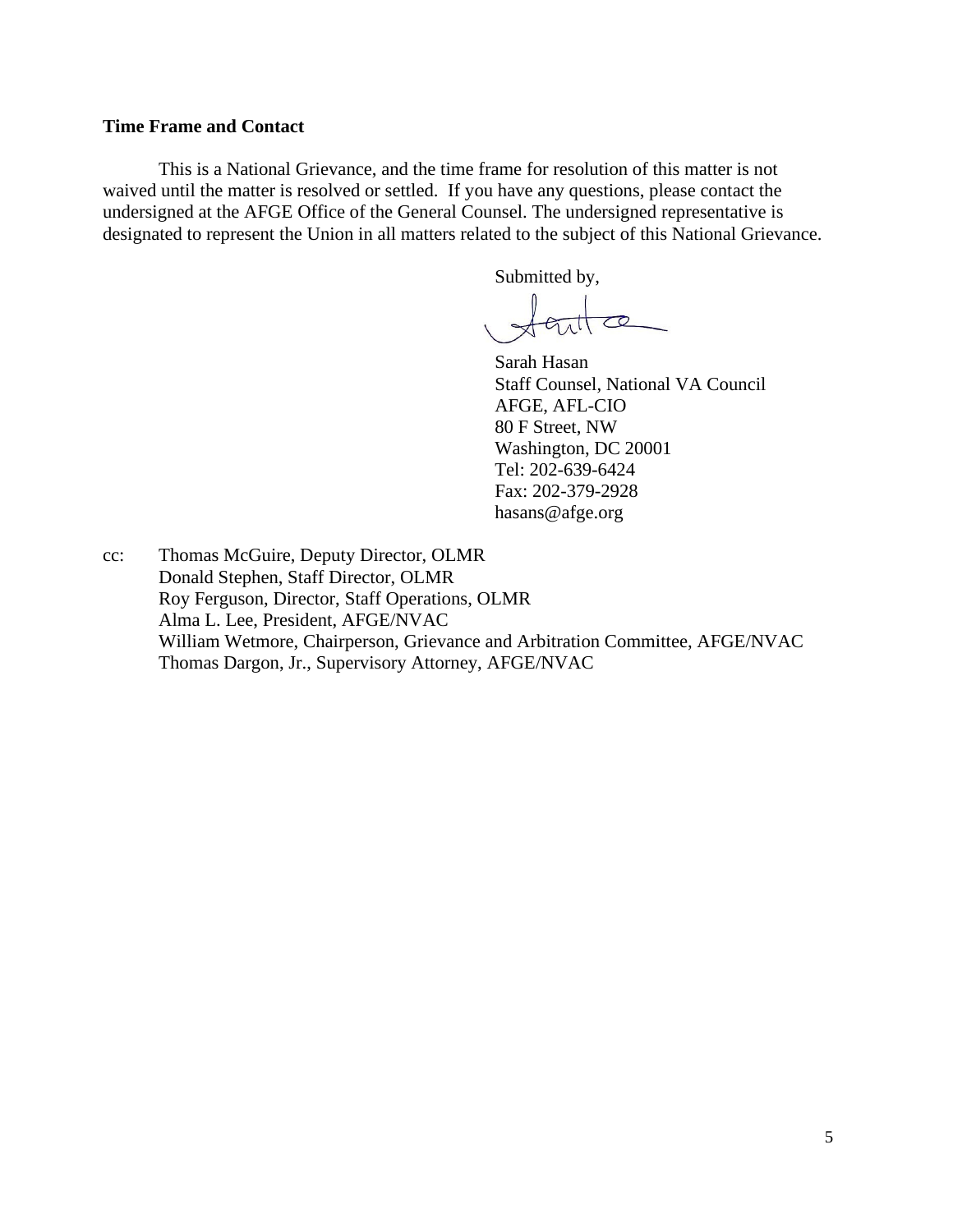**Time Frame and Contact**

This is a National Grievance, and the time frame for resolution of this matter is not waived until the matter is resolved or settled. If you have any questions, please contact the undersigned at the AFGE Office of the General Counsel. The undersigned representative is designated to represent the Union in all matters related to the subject of this National Grievance.

Submitted by,

Sarah Hasan
Staff Counsel, National VA Council
AFGE, AFL-CIO
80 F Street, NW
Washington, DC 20001
Tel: 202-639-6424
Fax: 202-379-2928
hasans@afge.org

cc: Thomas McGuire, Deputy Director, OLMR
Donald Stephen, Staff Director, OLMR
Roy Ferguson, Director, Staff Operations, OLMR
Alma L. Lee, President, AFGE/NVAC
William Wetmore, Chairperson, Grievance and Arbitration Committee, AFGE/NVAC
Thomas Dargon, Jr., Supervisory Attorney, AFGE/NVAC